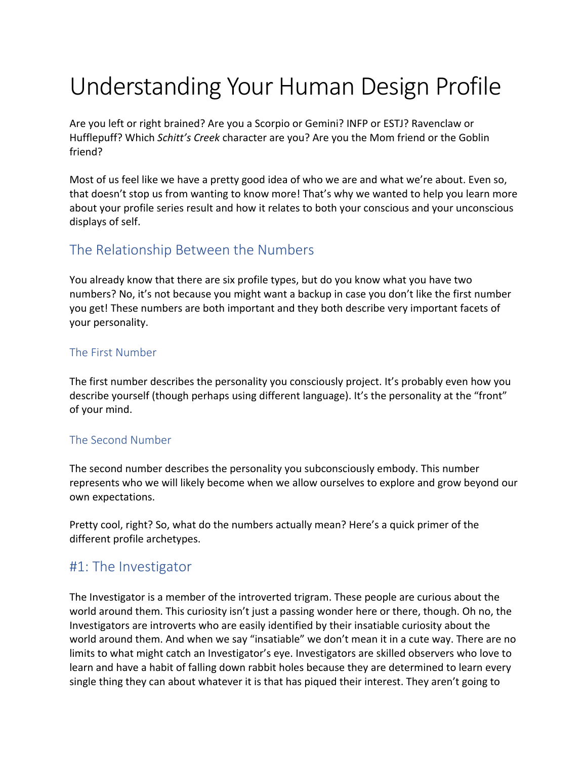# Understanding Your Human Design Profile

Are you left or right brained? Are you a Scorpio or Gemini? INFP or ESTJ? Ravenclaw or Hufflepuff? Which *Schitt's Creek* character are you? Are you the Mom friend or the Goblin friend?

Most of us feel like we have a pretty good idea of who we are and what we're about. Even so, that doesn't stop us from wanting to know more! That's why we wanted to help you learn more about your profile series result and how it relates to both your conscious and your unconscious displays of self.

## The Relationship Between the Numbers

You already know that there are six profile types, but do you know what you have two numbers? No, it's not because you might want a backup in case you don't like the first number you get! These numbers are both important and they both describe very important facets of your personality.

### The First Number

The first number describes the personality you consciously project. It's probably even how you describe yourself (though perhaps using different language). It's the personality at the "front" of your mind.

### The Second Number

The second number describes the personality you subconsciously embody. This number represents who we will likely become when we allow ourselves to explore and grow beyond our own expectations.

Pretty cool, right? So, what do the numbers actually mean? Here's a quick primer of the different profile archetypes.

## #1: The Investigator

The Investigator is a member of the introverted trigram. These people are curious about the world around them. This curiosity isn't just a passing wonder here or there, though. Oh no, the Investigators are introverts who are easily identified by their insatiable curiosity about the world around them. And when we say "insatiable" we don't mean it in a cute way. There are no limits to what might catch an Investigator's eye. Investigators are skilled observers who love to learn and have a habit of falling down rabbit holes because they are determined to learn every single thing they can about whatever it is that has piqued their interest. They aren't going to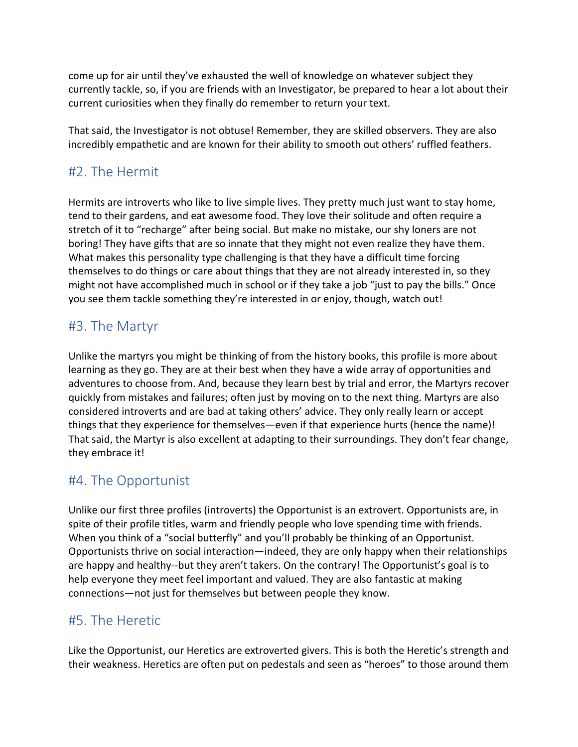come up for air until they've exhausted the well of knowledge on whatever subject they currently tackle, so, if you are friends with an Investigator, be prepared to hear a lot about their current curiosities when they finally do remember to return your text.

That said, the Investigator is not obtuse! Remember, they are skilled observers. They are also incredibly empathetic and are known for their ability to smooth out others' ruffled feathers.

## #2. The Hermit

Hermits are introverts who like to live simple lives. They pretty much just want to stay home, tend to their gardens, and eat awesome food. They love their solitude and often require a stretch of it to "recharge" after being social. But make no mistake, our shy loners are not boring! They have gifts that are so innate that they might not even realize they have them. What makes this personality type challenging is that they have a difficult time forcing themselves to do things or care about things that they are not already interested in, so they might not have accomplished much in school or if they take a job "just to pay the bills." Once you see them tackle something they're interested in or enjoy, though, watch out!

## #3. The Martyr

Unlike the martyrs you might be thinking of from the history books, this profile is more about learning as they go. They are at their best when they have a wide array of opportunities and adventures to choose from. And, because they learn best by trial and error, the Martyrs recover quickly from mistakes and failures; often just by moving on to the next thing. Martyrs are also considered introverts and are bad at taking others' advice. They only really learn or accept things that they experience for themselves—even if that experience hurts (hence the name)! That said, the Martyr is also excellent at adapting to their surroundings. They don't fear change, they embrace it!

## #4. The Opportunist

Unlike our first three profiles (introverts) the Opportunist is an extrovert. Opportunists are, in spite of their profile titles, warm and friendly people who love spending time with friends. When you think of a "social butterfly" and you'll probably be thinking of an Opportunist. Opportunists thrive on social interaction—indeed, they are only happy when their relationships are happy and healthy--but they aren't takers. On the contrary! The Opportunist's goal is to help everyone they meet feel important and valued. They are also fantastic at making connections—not just for themselves but between people they know.

## #5. The Heretic

Like the Opportunist, our Heretics are extroverted givers. This is both the Heretic's strength and their weakness. Heretics are often put on pedestals and seen as "heroes" to those around them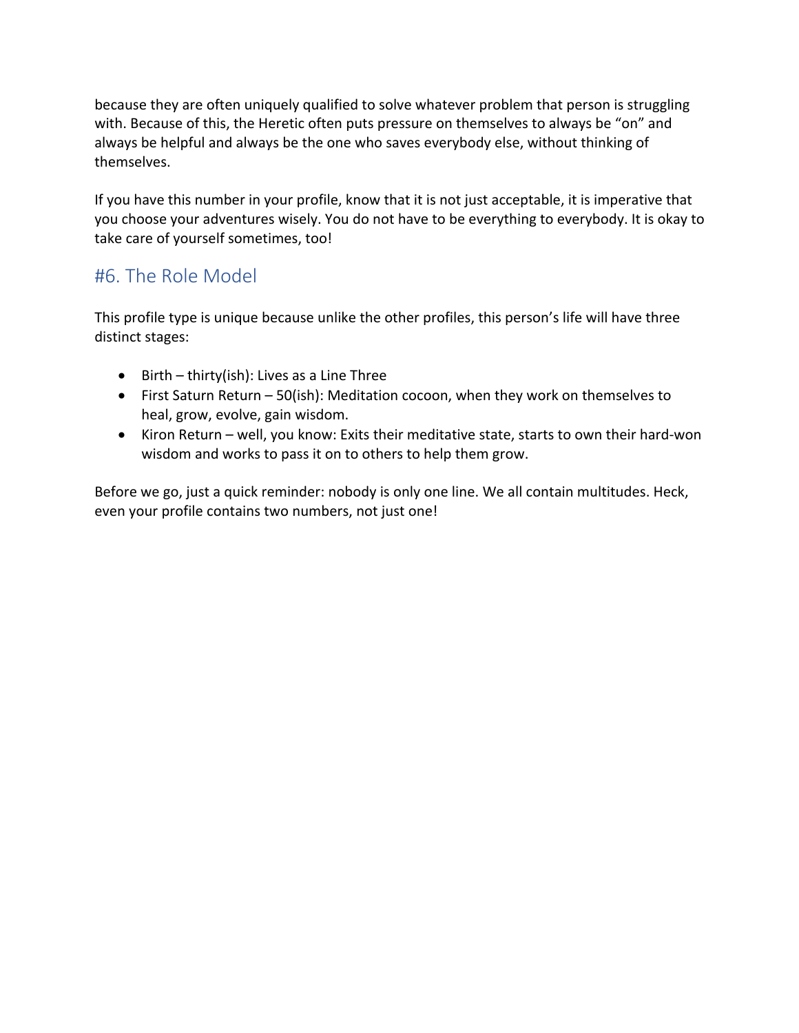because they are often uniquely qualified to solve whatever problem that person is struggling with. Because of this, the Heretic often puts pressure on themselves to always be "on" and always be helpful and always be the one who saves everybody else, without thinking of themselves.

If you have this number in your profile, know that it is not just acceptable, it is imperative that you choose your adventures wisely. You do not have to be everything to everybody. It is okay to take care of yourself sometimes, too!

## #6. The Role Model

This profile type is unique because unlike the other profiles, this person's life will have three distinct stages:

- Birth – thirty(ish): Lives as a Line Three
- First Saturn Return – 50(ish): Meditation cocoon, when they work on themselves to heal, grow, evolve, gain wisdom.
- Kiron Return – well, you know: Exits their meditative state, starts to own their hard-won wisdom and works to pass it on to others to help them grow.

Before we go, just a quick reminder: nobody is only one line. We all contain multitudes. Heck, even your profile contains two numbers, not just one!